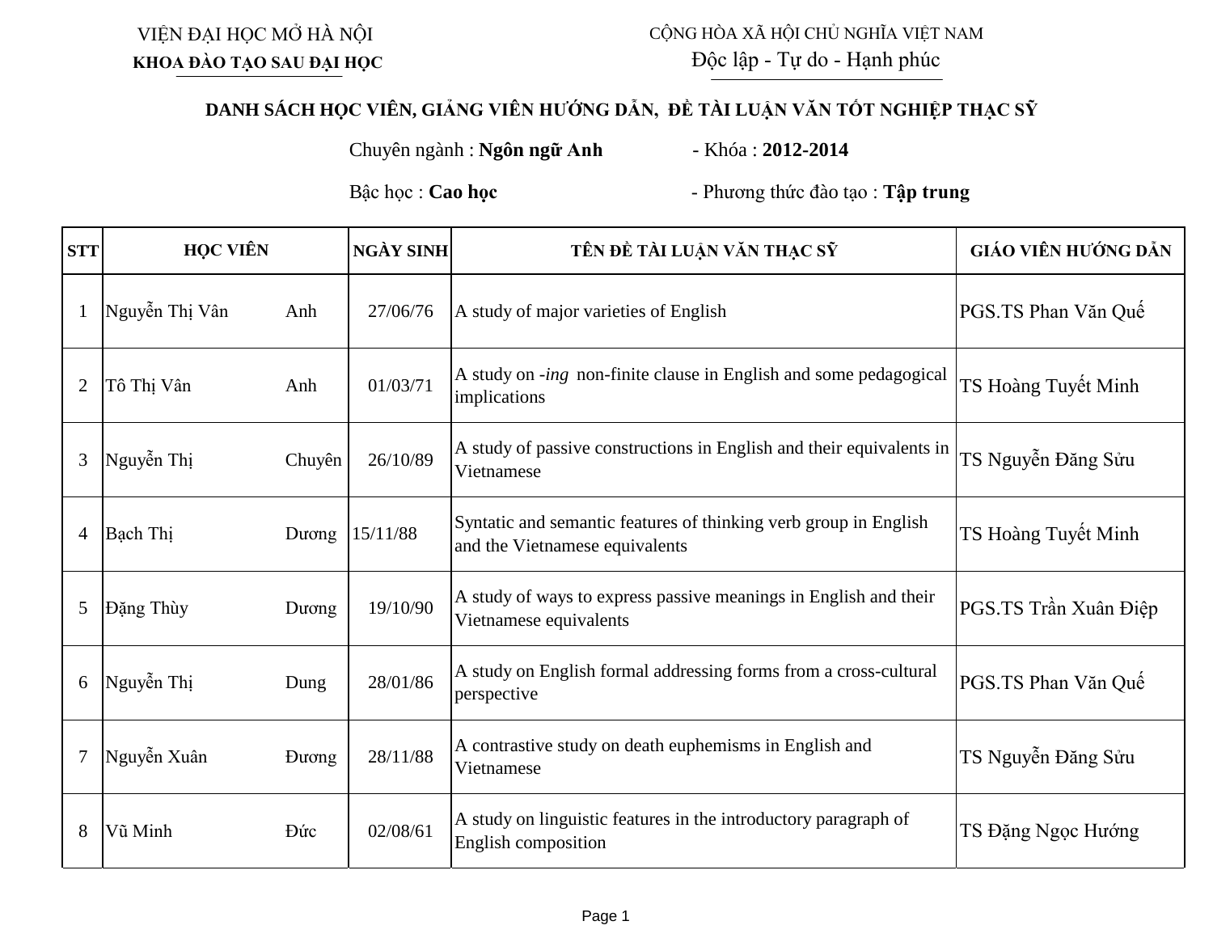VIỆN ĐẠI HỌC MỞ HÀ NỘI
**KHOA ĐÀO TẠO SAU ĐẠI HỌC**

CỘNG HÒA XÃ HỘI CHỦ NGHĨA VIỆT NAM
Độc lập - Tự do - Hạnh phúc

## DANH SÁCH HỌC VIÊN, GIẢNG VIÊN HƯỚNG DẪN, ĐỀ TÀI LUẬN VĂN TỐT NGHIỆP THẠC SỸ

Chuyên ngành : **Ngôn ngữ Anh** - Khóa : **2012-2014**

Bậc học : **Cao học** - Phương thức đào tạo : **Tập trung**

| STT | HỌC VIÊN | | NGÀY SINH | TÊN ĐỀ TÀI LUẬN VĂN THẠC SỸ | GIÁO VIÊN HƯỚNG DẪN |
|---|---|---|---|---|---|
| 1 | Nguyễn Thị Vân | Anh | 27/06/76 | A study of major varieties of English | PGS.TS Phan Văn Quế |
| 2 | Tô Thị Vân | Anh | 01/03/71 | A study on *-ing* non-finite clause in English and some pedagogical implications | TS Hoàng Tuyết Minh |
| 3 | Nguyễn Thị | Chuyên | 26/10/89 | A study of passive constructions in English and their equivalents in Vietnamese | TS Nguyễn Đăng Sửu |
| 4 | Bạch Thị | Dương | 15/11/88 | Syntatic and semantic features of thinking verb group in English and the Vietnamese equivalents | TS Hoàng Tuyết Minh |
| 5 | Đặng Thùy | Dương | 19/10/90 | A study of ways to express passive meanings in English and their Vietnamese equivalents | PGS.TS Trần Xuân Điệp |
| 6 | Nguyễn Thị | Dung | 28/01/86 | A study on English formal addressing forms from a cross-cultural perspective | PGS.TS Phan Văn Quế |
| 7 | Nguyễn Xuân | Đương | 28/11/88 | A contrastive study on death euphemisms in English and Vietnamese | TS Nguyễn Đăng Sửu |
| 8 | Vũ Minh | Đức | 02/08/61 | A study on linguistic features in the introductory paragraph of English composition | TS Đặng Ngọc Hướng |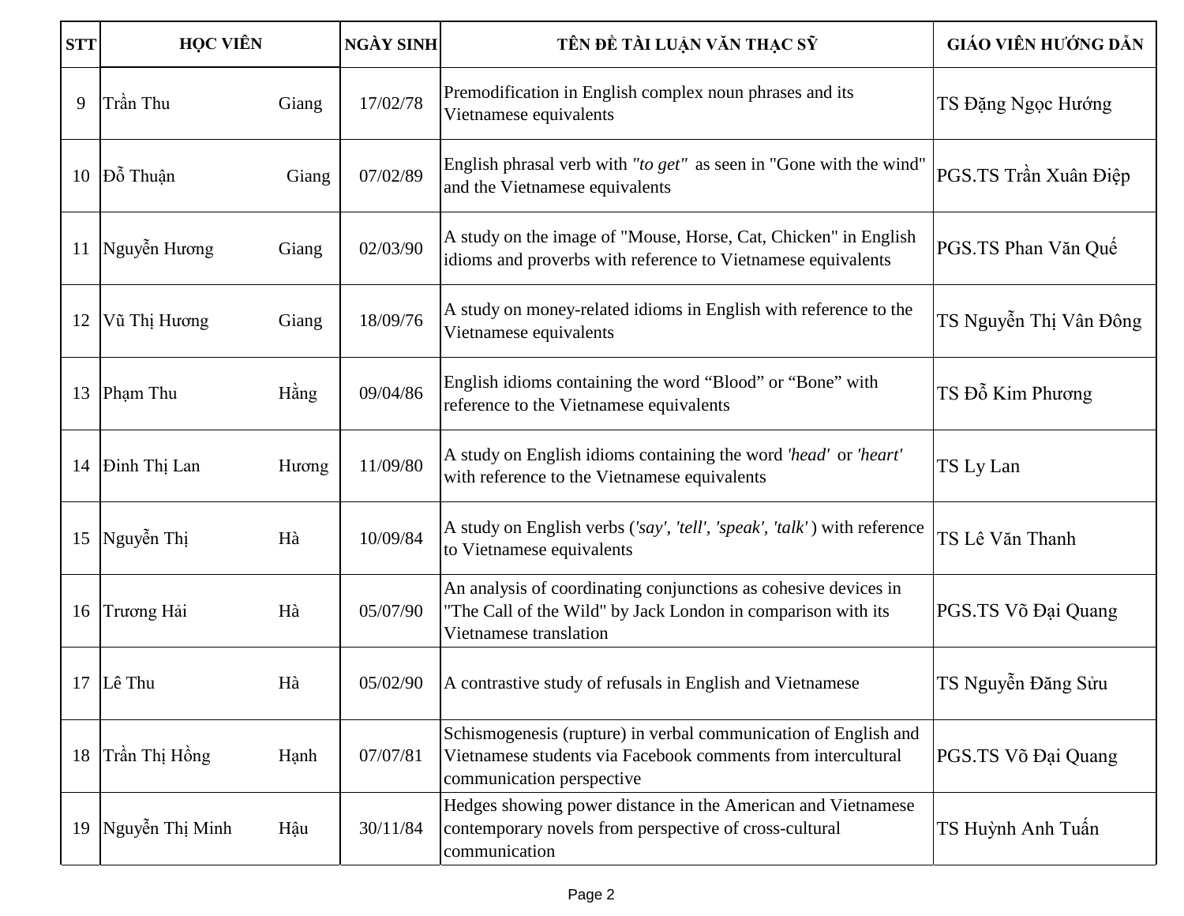| STT | HỌC VIÊN | | NGÀY SINH | TÊN ĐỀ TÀI LUẬN VĂN THẠC SỸ | GIÁO VIÊN HƯỚNG DẪN |
|---|---|---|---|---|---|
| 9 | Trần Thu | Giang | 17/02/78 | Premodification in English complex noun phrases and its Vietnamese equivalents | TS Đặng Ngọc Hướng |
| 10 | Đỗ Thuận | Giang | 07/02/89 | English phrasal verb with *"to get"* as seen in "Gone with the wind" and the Vietnamese equivalents | PGS.TS Trần Xuân Điệp |
| 11 | Nguyễn Hương | Giang | 02/03/90 | A study on the image of "Mouse, Horse, Cat, Chicken" in English idioms and proverbs with reference to Vietnamese equivalents | PGS.TS Phan Văn Quế |
| 12 | Vũ Thị Hương | Giang | 18/09/76 | A study on money-related idioms in English with reference to the Vietnamese equivalents | TS Nguyễn Thị Vân Đông |
| 13 | Phạm Thu | Hằng | 09/04/86 | English idioms containing the word "Blood" or "Bone" with reference to the Vietnamese equivalents | TS Đỗ Kim Phương |
| 14 | Đinh Thị Lan | Hương | 11/09/80 | A study on English idioms containing the word *'head'* or *'heart'* with reference to the Vietnamese equivalents | TS Ly Lan |
| 15 | Nguyễn Thị | Hà | 10/09/84 | A study on English verbs (*'say', 'tell', 'speak', 'talk'* ) with reference to Vietnamese equivalents | TS Lê Văn Thanh |
| 16 | Trương Hải | Hà | 05/07/90 | An analysis of coordinating conjunctions as cohesive devices in "The Call of the Wild" by Jack London in comparison with its Vietnamese translation | PGS.TS Võ Đại Quang |
| 17 | Lê Thu | Hà | 05/02/90 | A contrastive study of refusals in English and Vietnamese | TS Nguyễn Đăng Sửu |
| 18 | Trần Thị Hồng | Hạnh | 07/07/81 | Schismogenesis (rupture) in verbal communication of English and Vietnamese students via Facebook comments from intercultural communication perspective | PGS.TS Võ Đại Quang |
| 19 | Nguyễn Thị Minh | Hậu | 30/11/84 | Hedges showing power distance in the American and Vietnamese contemporary novels from perspective of cross-cultural communication | TS Huỳnh Anh Tuấn |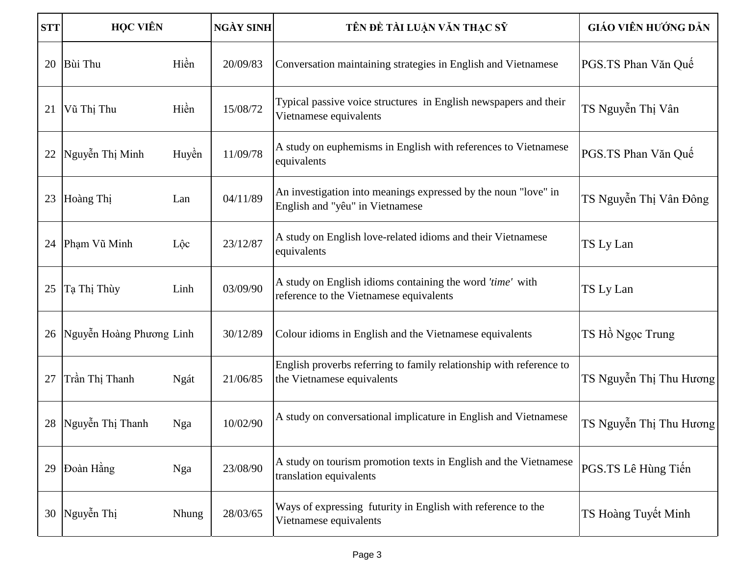| STT | HỌC VIÊN | | NGÀY SINH | TÊN ĐỀ TÀI LUẬN VĂN THẠC SỸ | GIÁO VIÊN HƯỚNG DẪN |
|---|---|---|---|---|---|
| 20 | Bùi Thu | Hiền | 20/09/83 | Conversation maintaining strategies in English and Vietnamese | PGS.TS Phan Văn Quế |
| 21 | Vũ Thị Thu | Hiền | 15/08/72 | Typical passive voice structures in English newspapers and their Vietnamese equivalents | TS Nguyễn Thị Vân |
| 22 | Nguyễn Thị Minh | Huyền | 11/09/78 | A study on euphemisms in English with references to Vietnamese equivalents | PGS.TS Phan Văn Quế |
| 23 | Hoàng Thị | Lan | 04/11/89 | An investigation into meanings expressed by the noun "love" in English and "yêu" in Vietnamese | TS Nguyễn Thị Vân Đông |
| 24 | Phạm Vũ Minh | Lộc | 23/12/87 | A study on English love-related idioms and their Vietnamese equivalents | TS Ly Lan |
| 25 | Tạ Thị Thùy | Linh | 03/09/90 | A study on English idioms containing the word *'time'* with reference to the Vietnamese equivalents | TS Ly Lan |
| 26 | Nguyễn Hoàng Phương | Linh | 30/12/89 | Colour idioms in English and the Vietnamese equivalents | TS Hồ Ngọc Trung |
| 27 | Trần Thị Thanh | Ngát | 21/06/85 | English proverbs referring to family relationship with reference to the Vietnamese equivalents | TS Nguyễn Thị Thu Hương |
| 28 | Nguyễn Thị Thanh | Nga | 10/02/90 | A study on conversational implicature in English and Vietnamese | TS Nguyễn Thị Thu Hương |
| 29 | Đoàn Hằng | Nga | 23/08/90 | A study on tourism promotion texts in English and the Vietnamese translation equivalents | PGS.TS Lê Hùng Tiến |
| 30 | Nguyễn Thị | Nhung | 28/03/65 | Ways of expressing futurity in English with reference to the Vietnamese equivalents | TS Hoàng Tuyết Minh |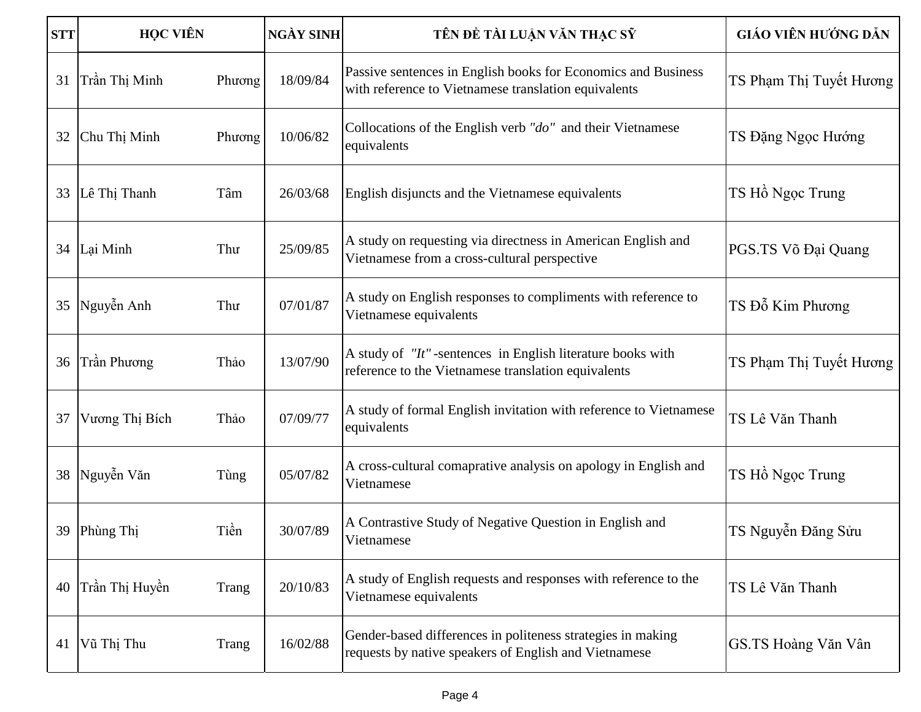| STT | HỌC VIÊN | | NGÀY SINH | TÊN ĐỀ TÀI LUẬN VĂN THẠC SỸ | GIÁO VIÊN HƯỚNG DẪN |
|---|---|---|---|---|---|
| 31 | Trần Thị Minh | Phương | 18/09/84 | Passive sentences in English books for Economics and Business with reference to Vietnamese translation equivalents | TS Phạm Thị Tuyết Hương |
| 32 | Chu Thị Minh | Phương | 10/06/82 | Collocations of the English verb *"do"* and their Vietnamese equivalents | TS Đặng Ngọc Hướng |
| 33 | Lê Thị Thanh | Tâm | 26/03/68 | English disjuncts and the Vietnamese equivalents | TS Hồ Ngọc Trung |
| 34 | Lại Minh | Thư | 25/09/85 | A study on requesting via directness in American English and Vietnamese from a cross-cultural perspective | PGS.TS Võ Đại Quang |
| 35 | Nguyễn Anh | Thư | 07/01/87 | A study on English responses to compliments with reference to Vietnamese equivalents | TS Đỗ Kim Phương |
| 36 | Trần Phương | Thảo | 13/07/90 | A study of *"It"*-sentences in English literature books with reference to the Vietnamese translation equivalents | TS Phạm Thị Tuyết Hương |
| 37 | Vương Thị Bích | Thảo | 07/09/77 | A study of formal English invitation with reference to Vietnamese equivalents | TS Lê Văn Thanh |
| 38 | Nguyễn Văn | Tùng | 05/07/82 | A cross-cultural comaprative analysis on apology in English and Vietnamese | TS Hồ Ngọc Trung |
| 39 | Phùng Thị | Tiền | 30/07/89 | A Contrastive Study of Negative Question in English and Vietnamese | TS Nguyễn Đăng Sửu |
| 40 | Trần Thị Huyền | Trang | 20/10/83 | A study of English requests and responses with reference to the Vietnamese equivalents | TS Lê Văn Thanh |
| 41 | Vũ Thị Thu | Trang | 16/02/88 | Gender-based differences in politeness strategies in making requests by native speakers of English and Vietnamese | GS.TS Hoàng Văn Vân |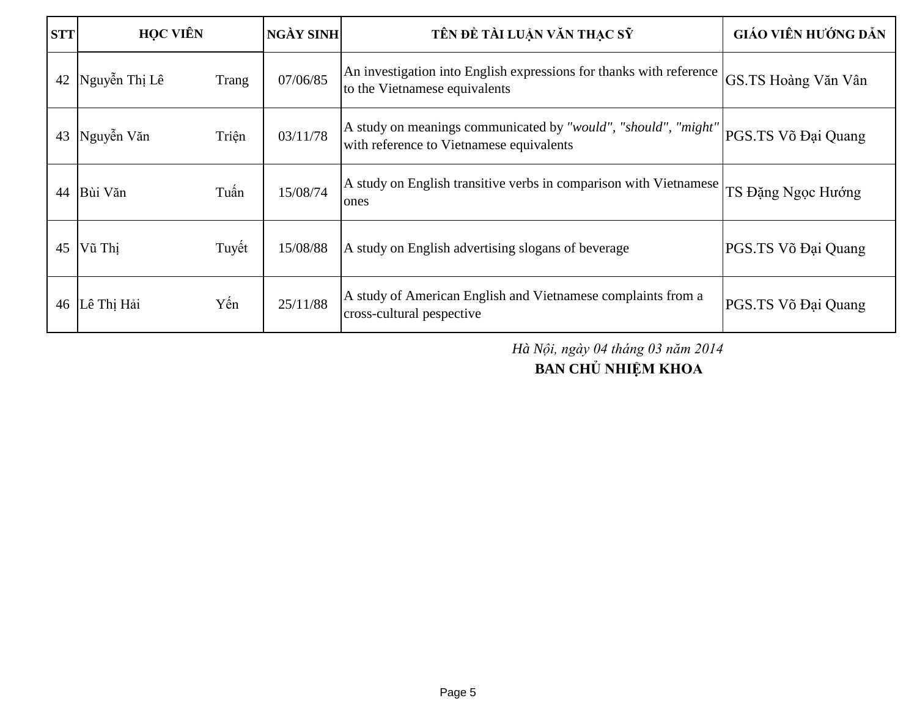| STT | HỌC VIÊN | | NGÀY SINH | TÊN ĐỀ TÀI LUẬN VĂN THẠC SỸ | GIÁO VIÊN HƯỚNG DẪN |
|---|---|---|---|---|---|
| 42 | Nguyễn Thị Lê | Trang | 07/06/85 | An investigation into English expressions for thanks with reference to the Vietnamese equivalents | GS.TS Hoàng Văn Vân |
| 43 | Nguyễn Văn | Triện | 03/11/78 | A study on meanings communicated by *"would", "should", "might"* with reference to Vietnamese equivalents | PGS.TS Võ Đại Quang |
| 44 | Bùi Văn | Tuấn | 15/08/74 | A study on English transitive verbs in comparison with Vietnamese ones | TS Đặng Ngọc Hướng |
| 45 | Vũ Thị | Tuyết | 15/08/88 | A study on English advertising slogans of beverage | PGS.TS Võ Đại Quang |
| 46 | Lê Thị Hải | Yến | 25/11/88 | A study of American English and Vietnamese complaints from a cross-cultural pespective | PGS.TS Võ Đại Quang |

*Hà Nội, ngày 04 tháng 03 năm 2014*

**BAN CHỦ NHIỆM KHOA**